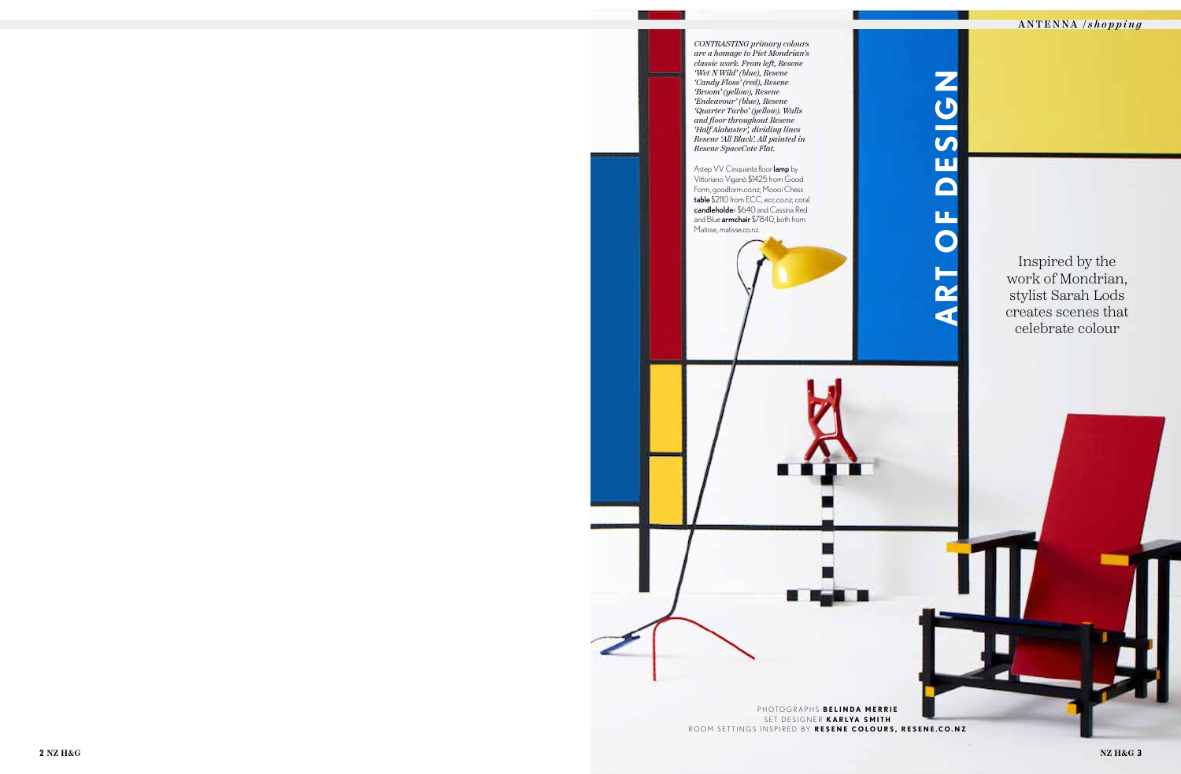# ART OF DESIGN

Inspired by the work of Mondrian, stylist Sarah Lods creates scenes that celebrate colour

*CONTRASTING primary colours are a homage to Piet Mondrian's classic work. From left, Resene 'Wet N Wild' (blue), Resene 'Candy Floss' (red), Resene 'Broom' (yellow), Resene 'Endeavour' (blue), Resene 'Quarter Turbo' (yellow). Walls and floor throughout Resene 'Half Alabaster', dividing lines Resene 'All Black'. All painted in Resene SpaceCote Flat.*

Astep VV Cinquanta floor **lamp** by Vittoriano Viganò $1425 from Good Form, goodform.co.nz; Moooi Chess **table** $2110 from ECC, ecc.co.nz; coral **candleholde**r $640 and Cassina Red and Blue **armchair** $7840, both from Matisse, matisse.co.nz.

PHOTOGRAPHS **BELINDA MERRIE**
SET DESIGNER **KARLYA SMITH**
ROOM SETTINGS INSPIRED BY **RESENE COLOURS, RESENE.CO.NZ**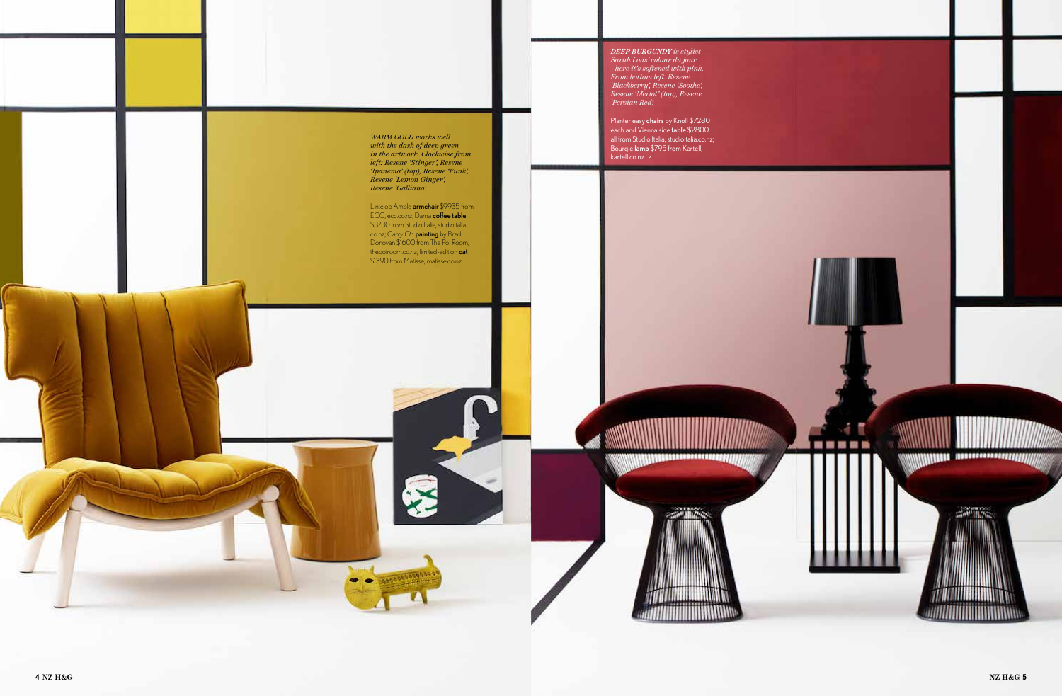*WARM GOLD works well with the dash of deep green in the artwork. Clockwise from left: Resene 'Stinger', Resene 'Ipanema' (top), Resene 'Funk', Resene 'Lemon Ginger', Resene 'Galliano'.*

Linteloo Ample **armchair** $9935 from ECC, ecc.co.nz; Dama **coffee table** $3730 from Studio Italia, studioitalia.co.nz; Carry On **painting** by Brad Donovan $1600 from The Poi Room, thepoiroom.co.nz; limited-edition **cat** $1390 from Matisse, matisse.co.nz.

*DEEP BURGUNDY is stylist Sarah Lods' colour du jour – here it's softened with pink. From bottom left: Resene 'Blackberry', Resene 'Soothe', Resene 'Merlot' (top), Resene 'Persian Red'.*

Planter easy **chairs** by Knoll $7280 each and Vienna side **table** $2800, all from Studio Italia, studioitalia.co.nz; Bourgie **lamp** $795 from Kartell, kartell.co.nz. >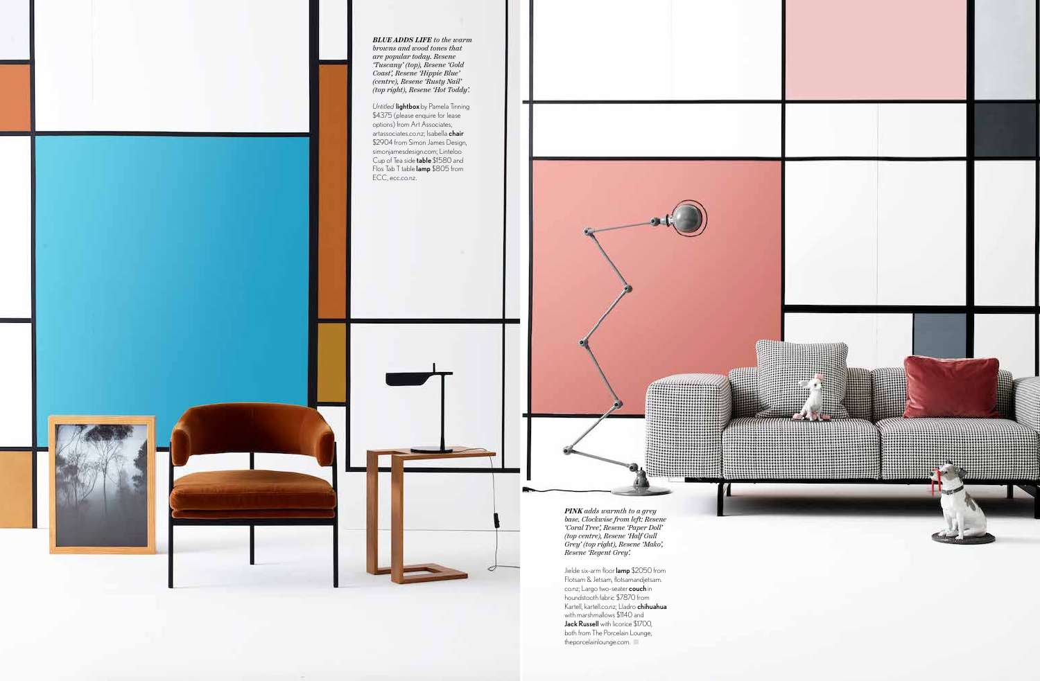***BLUE ADDS LIFE** to the warm browns and wood tones that are popular today. Resene 'Tuscany' (top), Resene 'Gold Coast', Resene 'Hippie Blue' (centre), Resene 'Rusty Nail' (top right), Resene 'Hot Toddy'.*

*Untitled* **lightbox** by Pamela Tinning $4375 (please enquire for lease options) from Art Associates, artassociates.co.nz; Isabella **chair** $2904 from Simon James Design, simonjamesdesign.com; Linteloo Cup of Tea side **table** $1580 and Flos Tab T table **lamp** $805 from ECC, ecc.co.nz.

***PINK** adds warmth to a grey base. Clockwise from left: Resene 'Coral Tree', Resene 'Paper Doll' (top centre), Resene 'Half Gull Grey' (top right), Resene 'Mako', Resene 'Regent Grey'.*

Jielde six-arm floor **lamp** $2050 from Flotsam & Jetsam, flotsamandjetsam.co.nz; Largo two-seater **couch** in houndstooth fabric $7870 from Kartell, kartell.co.nz; Lladro **chihuahua** with marshmallows $1140 and **Jack Russell** with licorice $1700, both from The Porcelain Lounge, theporcelainlounge.com.